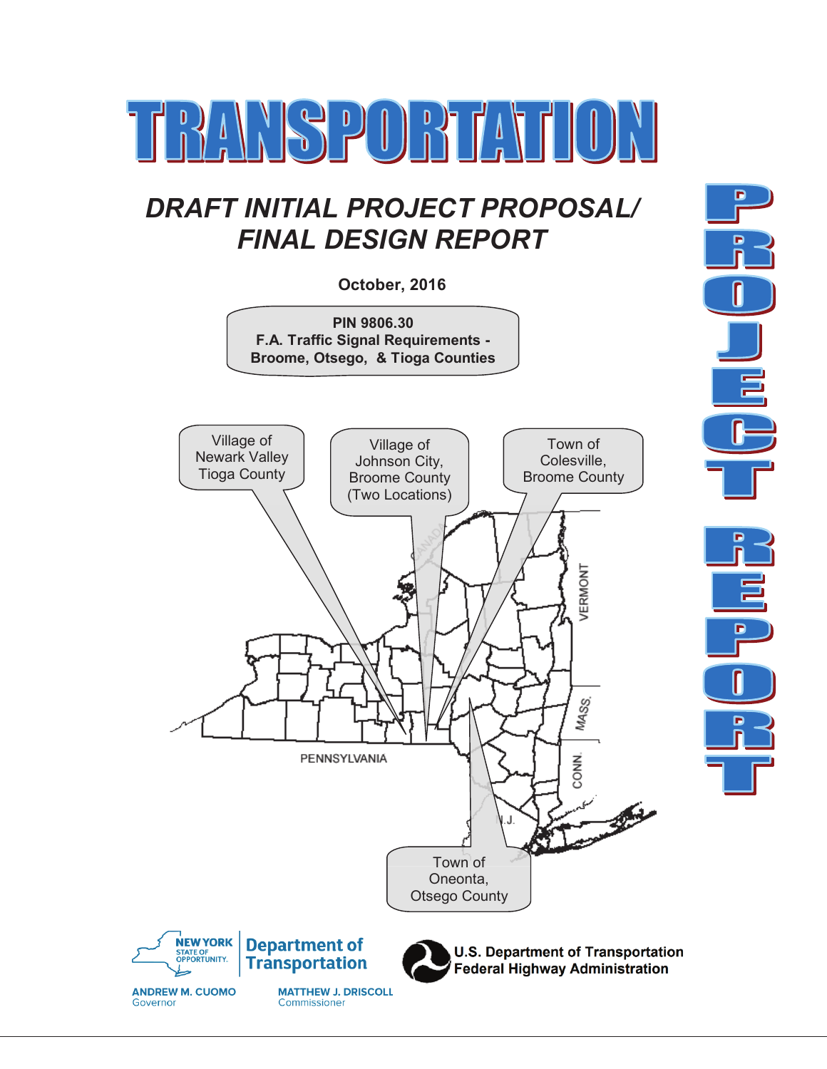# TRANSPORTATION

# PROJECT REPORT

## *DRAFT INITIAL PROJECT PROPOSAL/ FINAL DESIGN REPORT*

**October, 2016**

**PIN 9806.30**
**F.A. Traffic Signal Requirements - Broome, Otsego, & Tioga Counties**

Village of Newark Valley Tioga County

Village of Johnson City, Broome County (Two Locations)

Town of Colesville, Broome County

Town of Oneonta, Otsego County

CANADA

VERMONT

MASS.

CONN.

N.J.

PENNSYLVANIA

NEW YORK STATE OF OPPORTUNITY. | Department of Transportation

ANDREW M. CUOMO
Governor

MATTHEW J. DRISCOLL
Commissioner

U.S. Department of Transportation
Federal Highway Administration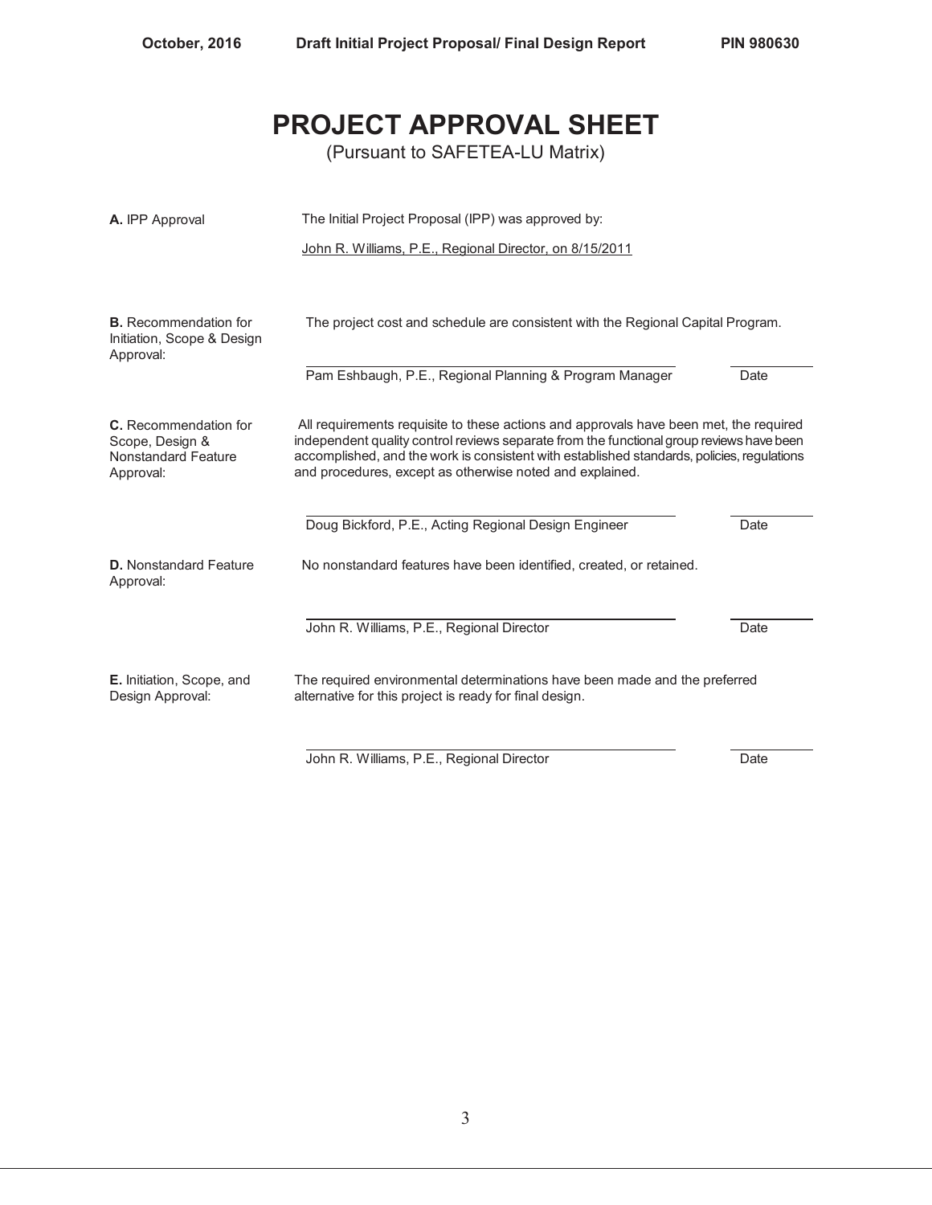# PROJECT APPROVAL SHEET

(Pursuant to SAFETEA-LU Matrix)

**A.** IPP Approval

The Initial Project Proposal (IPP) was approved by:

John R. Williams, P.E., Regional Director, on 8/15/2011

**B.** Recommendation for Initiation, Scope & Design Approval:

The project cost and schedule are consistent with the Regional Capital Program.

| | |
|---|---|
| Pam Eshbaugh, P.E., Regional Planning & Program Manager | Date |

**C.** Recommendation for Scope, Design & Nonstandard Feature Approval:

All requirements requisite to these actions and approvals have been met, the required independent quality control reviews separate from the functional group reviews have been accomplished, and the work is consistent with established standards, policies, regulations and procedures, except as otherwise noted and explained.

| | |
|---|---|
| Doug Bickford, P.E., Acting Regional Design Engineer | Date |

**D.** Nonstandard Feature Approval:

No nonstandard features have been identified, created, or retained.

| | |
|---|---|
| John R. Williams, P.E., Regional Director | Date |

**E.** Initiation, Scope, and Design Approval:

The required environmental determinations have been made and the preferred alternative for this project is ready for final design.

| | |
|---|---|
| John R. Williams, P.E., Regional Director | Date |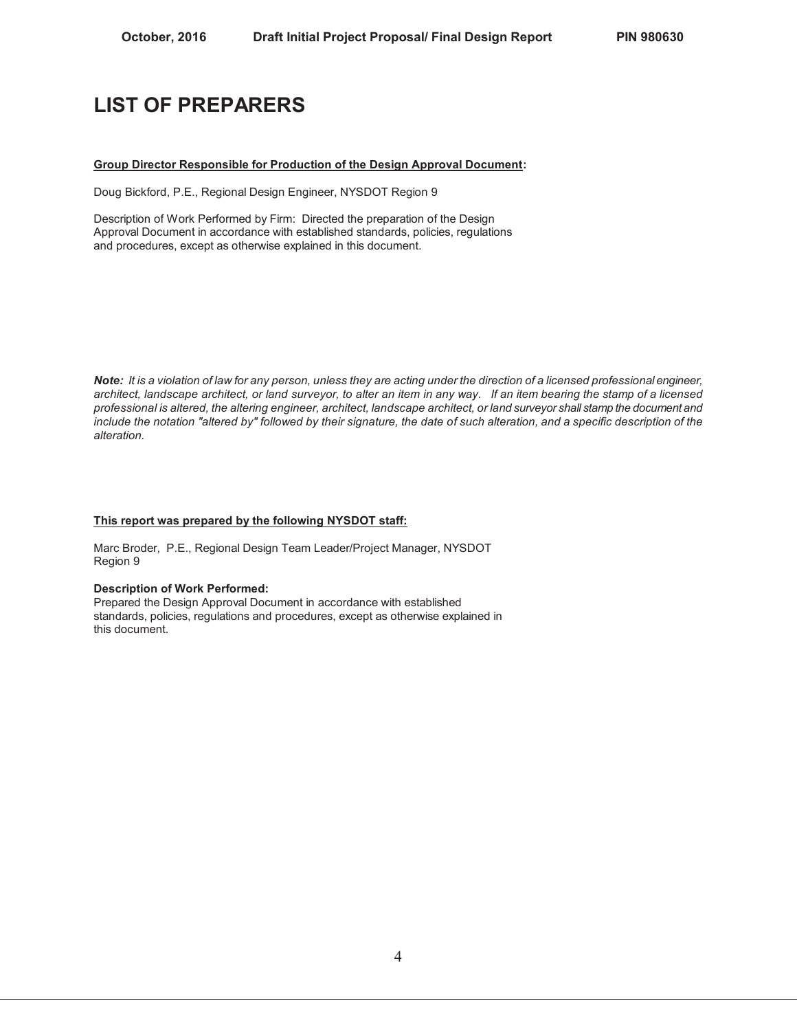# LIST OF PREPARERS

**Group Director Responsible for Production of the Design Approval Document:**

Doug Bickford, P.E., Regional Design Engineer, NYSDOT Region 9

Description of Work Performed by Firm: Directed the preparation of the Design Approval Document in accordance with established standards, policies, regulations and procedures, except as otherwise explained in this document.

***Note:*** *It is a violation of law for any person, unless they are acting under the direction of a licensed professional engineer, architect, landscape architect, or land surveyor, to alter an item in any way. If an item bearing the stamp of a licensed professional is altered, the altering engineer, architect, landscape architect, or land surveyor shall stamp the document and include the notation "altered by" followed by their signature, the date of such alteration, and a specific description of the alteration.*

**This report was prepared by the following NYSDOT staff:**

Marc Broder, P.E., Regional Design Team Leader/Project Manager, NYSDOT Region 9

**Description of Work Performed:**
Prepared the Design Approval Document in accordance with established standards, policies, regulations and procedures, except as otherwise explained in this document.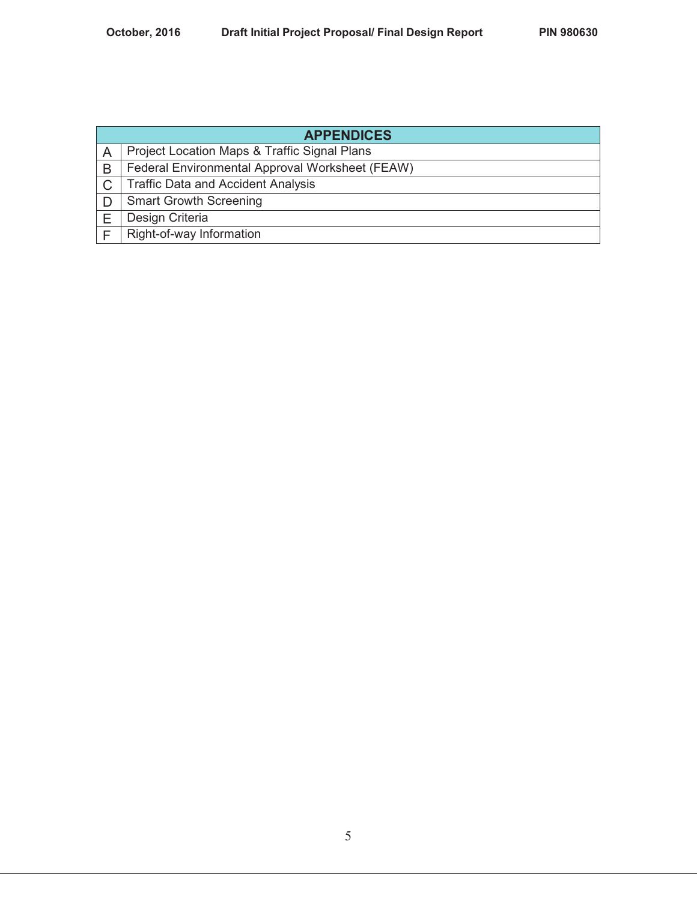| APPENDICES | |
|---|---|
| A | Project Location Maps & Traffic Signal Plans |
| B | Federal Environmental Approval Worksheet (FEAW) |
| C | Traffic Data and Accident Analysis |
| D | Smart Growth Screening |
| E | Design Criteria |
| F | Right-of-way Information |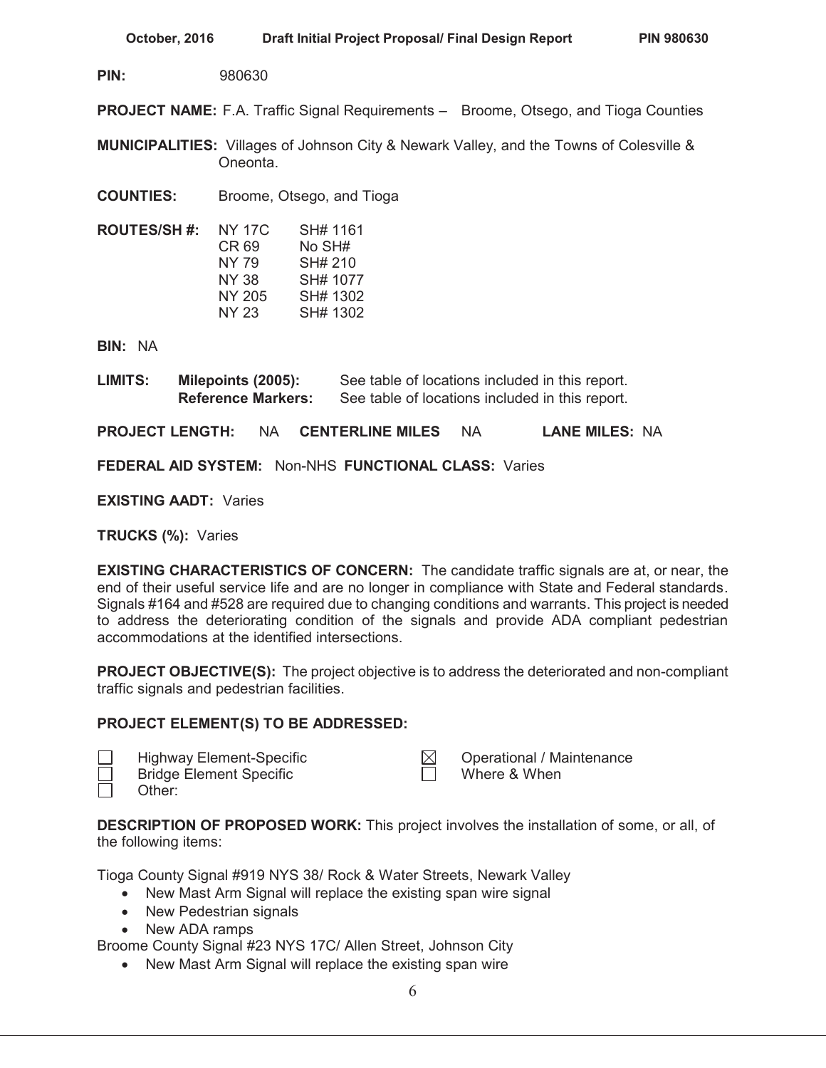**PIN:** 980630

**PROJECT NAME:** F.A. Traffic Signal Requirements – Broome, Otsego, and Tioga Counties

**MUNICIPALITIES:** Villages of Johnson City & Newark Valley, and the Towns of Colesville & Oneonta.

**COUNTIES:** Broome, Otsego, and Tioga

**ROUTES/SH #:**

| | |
|---|---|
| NY 17C | SH# 1161 |
| CR 69 | No SH# |
| NY 79 | SH# 210 |
| NY 38 | SH# 1077 |
| NY 205 | SH# 1302 |
| NY 23 | SH# 1302 |

**BIN:** NA

**LIMITS:** **Milepoints (2005):** See table of locations included in this report.
**Reference Markers:** See table of locations included in this report.

**PROJECT LENGTH:** NA **CENTERLINE MILES** NA **LANE MILES:** NA

**FEDERAL AID SYSTEM:** Non-NHS **FUNCTIONAL CLASS:** Varies

**EXISTING AADT:** Varies

**TRUCKS (%):** Varies

**EXISTING CHARACTERISTICS OF CONCERN:** The candidate traffic signals are at, or near, the end of their useful service life and are no longer in compliance with State and Federal standards. Signals #164 and #528 are required due to changing conditions and warrants. This project is needed to address the deteriorating condition of the signals and provide ADA compliant pedestrian accommodations at the identified intersections.

**PROJECT OBJECTIVE(S):** The project objective is to address the deteriorated and non-compliant traffic signals and pedestrian facilities.

**PROJECT ELEMENT(S) TO BE ADDRESSED:**

- ☐ Highway Element-Specific
- ☐ Bridge Element Specific
- ☐ Other:
- ☒ Operational / Maintenance
- ☐ Where & When

**DESCRIPTION OF PROPOSED WORK:** This project involves the installation of some, or all, of the following items:

Tioga County Signal #919 NYS 38/ Rock & Water Streets, Newark Valley

- New Mast Arm Signal will replace the existing span wire signal
- New Pedestrian signals
- New ADA ramps

Broome County Signal #23 NYS 17C/ Allen Street, Johnson City

- New Mast Arm Signal will replace the existing span wire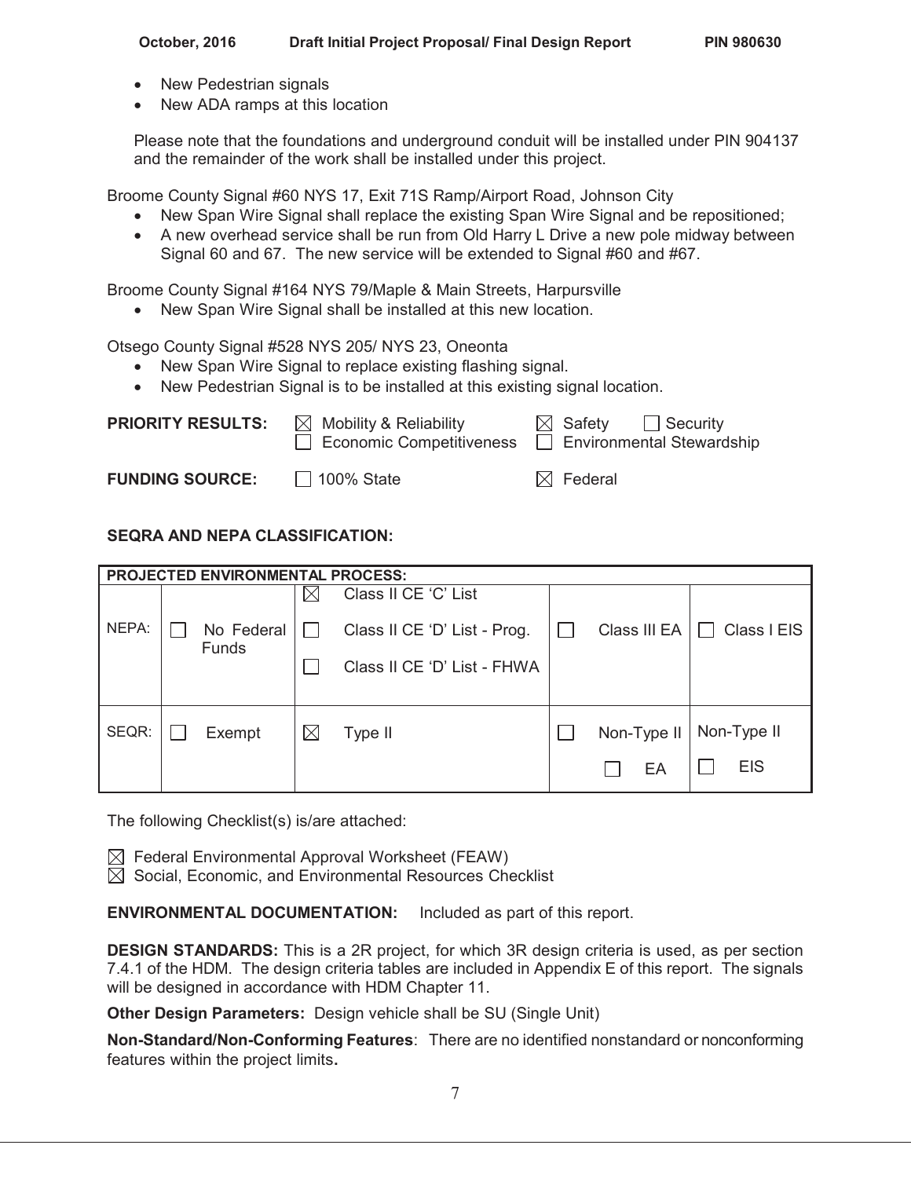- New Pedestrian signals
- New ADA ramps at this location

Please note that the foundations and underground conduit will be installed under PIN 904137 and the remainder of the work shall be installed under this project.

Broome County Signal #60 NYS 17, Exit 71S Ramp/Airport Road, Johnson City

- New Span Wire Signal shall replace the existing Span Wire Signal and be repositioned;
- A new overhead service shall be run from Old Harry L Drive a new pole midway between Signal 60 and 67. The new service will be extended to Signal #60 and #67.

Broome County Signal #164 NYS 79/Maple & Main Streets, Harpursville

- New Span Wire Signal shall be installed at this new location.

Otsego County Signal #528 NYS 205/ NYS 23, Oneonta

- New Span Wire Signal to replace existing flashing signal.
- New Pedestrian Signal is to be installed at this existing signal location.

**PRIORITY RESULTS:** ☒ Mobility & Reliability ☒ Safety ☐ Security
☐ Economic Competitiveness ☐ Environmental Stewardship

**FUNDING SOURCE:** ☐ 100% State ☒ Federal

**SEQRA AND NEPA CLASSIFICATION:**

| PROJECTED ENVIRONMENTAL PROCESS: | | | | |
|---|---|---|---|---|
| NEPA: | ☐ No Federal Funds | ☒ Class II CE 'C' List<br>☐ Class II CE 'D' List - Prog.<br>☐ Class II CE 'D' List - FHWA | ☐ Class III EA | ☐ Class I EIS |
| SEQR: | ☐ Exempt | ☒ Type II | ☐ Non-Type II<br>☐ EA | Non-Type II<br>☐ EIS |

The following Checklist(s) is/are attached:

☒ Federal Environmental Approval Worksheet (FEAW)
☒ Social, Economic, and Environmental Resources Checklist

**ENVIRONMENTAL DOCUMENTATION:** Included as part of this report.

**DESIGN STANDARDS:** This is a 2R project, for which 3R design criteria is used, as per section 7.4.1 of the HDM. The design criteria tables are included in Appendix E of this report. The signals will be designed in accordance with HDM Chapter 11.

**Other Design Parameters:** Design vehicle shall be SU (Single Unit)

**Non-Standard/Non-Conforming Features**: There are no identified nonstandard or nonconforming features within the project limits**.**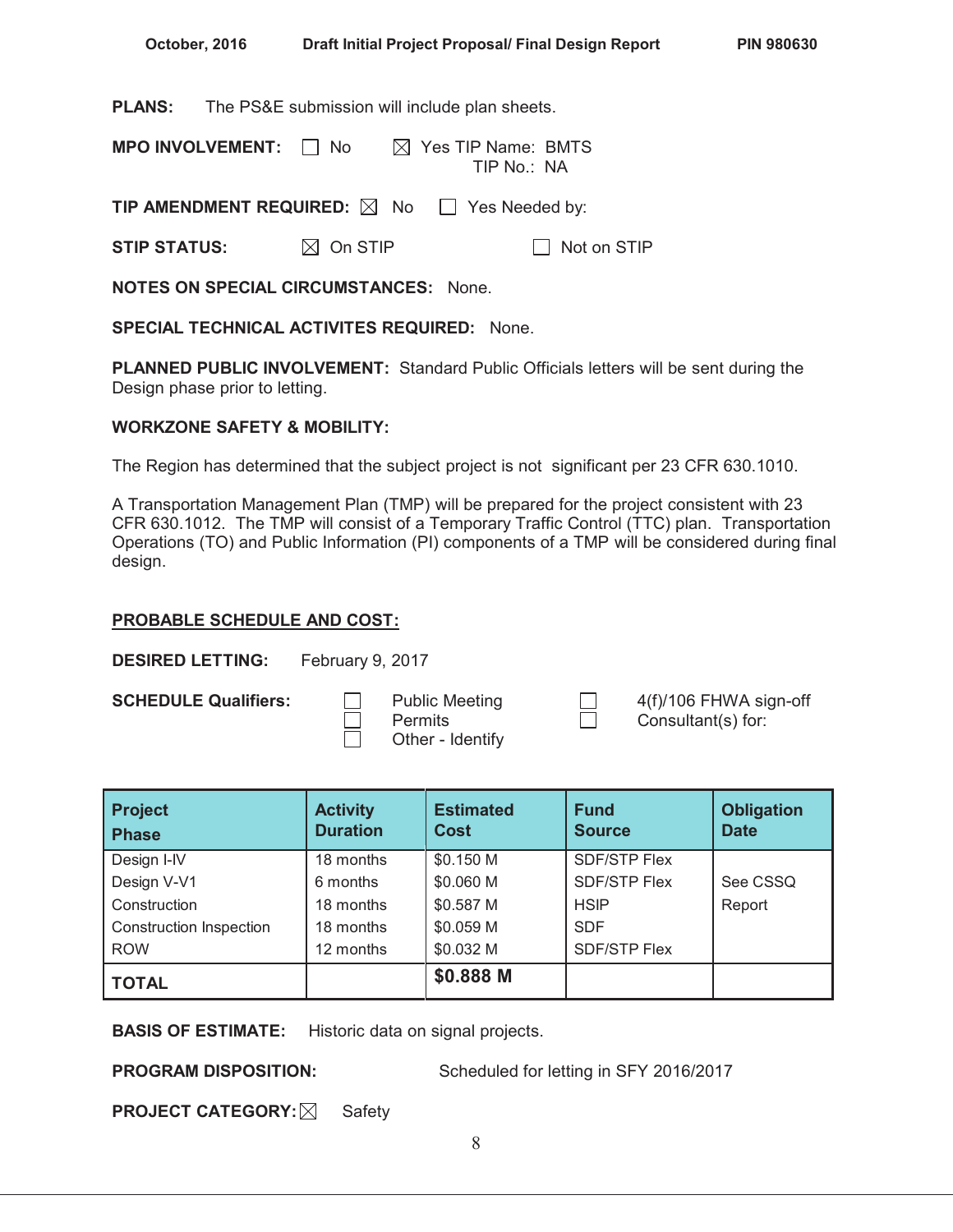**PLANS:** The PS&E submission will include plan sheets.

**MPO INVOLVEMENT:** ☐ No ☒ Yes TIP Name: BMTS
TIP No.: NA

**TIP AMENDMENT REQUIRED:** ☒ No ☐ Yes Needed by:

**STIP STATUS:** ☒ On STIP ☐ Not on STIP

**NOTES ON SPECIAL CIRCUMSTANCES:** None.

**SPECIAL TECHNICAL ACTIVITES REQUIRED:** None.

**PLANNED PUBLIC INVOLVEMENT:** Standard Public Officials letters will be sent during the Design phase prior to letting.

**WORKZONE SAFETY & MOBILITY:**

The Region has determined that the subject project is not significant per 23 CFR 630.1010.

A Transportation Management Plan (TMP) will be prepared for the project consistent with 23 CFR 630.1012. The TMP will consist of a Temporary Traffic Control (TTC) plan. Transportation Operations (TO) and Public Information (PI) components of a TMP will be considered during final design.

## PROBABLE SCHEDULE AND COST:

**DESIRED LETTING:** February 9, 2017

**SCHEDULE Qualifiers:**

- ☐ Public Meeting
- ☐ Permits
- ☐ Other - Identify
- ☐ 4(f)/106 FHWA sign-off
- ☐ Consultant(s) for:

| Project Phase | Activity Duration | Estimated Cost | Fund Source | Obligation Date |
|---|---|---|---|---|
| Design I-IV | 18 months | $0.150 M | SDF/STP Flex | See CSSQ Report |
| Design V-V1 | 6 months | $0.060 M | SDF/STP Flex | |
| Construction | 18 months | $0.587 M | HSIP | |
| Construction Inspection | 18 months | $0.059 M | SDF | |
| ROW | 12 months | $0.032 M | SDF/STP Flex | |
| **TOTAL** | | **$0.888 M** | | |

**BASIS OF ESTIMATE:** Historic data on signal projects.

**PROGRAM DISPOSITION:** Scheduled for letting in SFY 2016/2017

**PROJECT CATEGORY:** ☒ Safety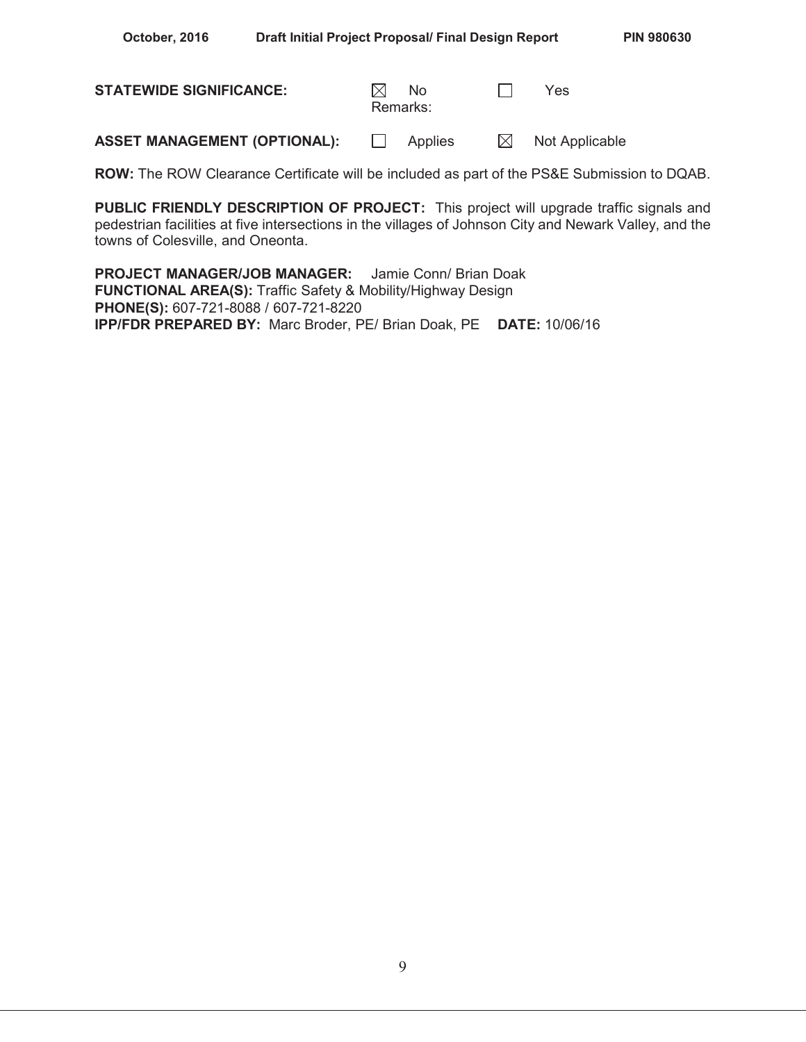**STATEWIDE SIGNIFICANCE:** ☒ No ☐ Yes
Remarks:

**ASSET MANAGEMENT (OPTIONAL):** ☐ Applies ☒ Not Applicable

**ROW:** The ROW Clearance Certificate will be included as part of the PS&E Submission to DQAB.

**PUBLIC FRIENDLY DESCRIPTION OF PROJECT:** This project will upgrade traffic signals and pedestrian facilities at five intersections in the villages of Johnson City and Newark Valley, and the towns of Colesville, and Oneonta.

**PROJECT MANAGER/JOB MANAGER:** Jamie Conn/ Brian Doak
**FUNCTIONAL AREA(S):** Traffic Safety & Mobility/Highway Design
**PHONE(S):** 607-721-8088 / 607-721-8220
**IPP/FDR PREPARED BY:** Marc Broder, PE/ Brian Doak, PE **DATE:** 10/06/16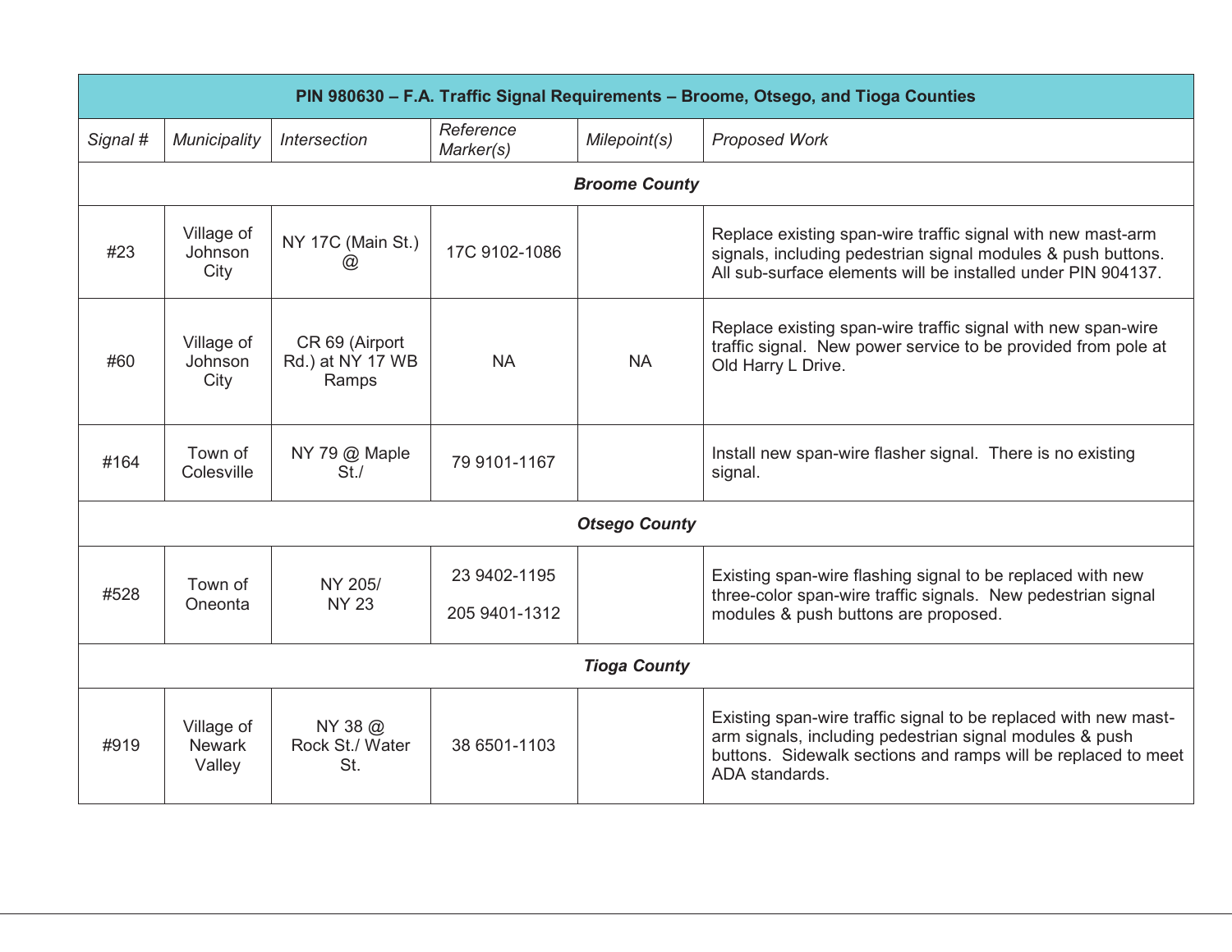| PIN 980630 – F.A. Traffic Signal Requirements – Broome, Otsego, and Tioga Counties | | | | | |
|---|---|---|---|---|---|
| *Signal #* | *Municipality* | *Intersection* | *Reference Marker(s)* | *Milepoint(s)* | *Proposed Work* |
| | | | ***Broome County*** | | |
| #23 | Village of Johnson City | NY 17C (Main St.) @ | 17C 9102-1086 | | Replace existing span-wire traffic signal with new mast-arm signals, including pedestrian signal modules & push buttons. All sub-surface elements will be installed under PIN 904137. |
| #60 | Village of Johnson City | CR 69 (Airport Rd.) at NY 17 WB Ramps | NA | NA | Replace existing span-wire traffic signal with new span-wire traffic signal. New power service to be provided from pole at Old Harry L Drive. |
| #164 | Town of Colesville | NY 79 @ Maple St./ | 79 9101-1167 | | Install new span-wire flasher signal. There is no existing signal. |
| | | | ***Otsego County*** | | |
| #528 | Town of Oneonta | NY 205/ NY 23 | 23 9402-1195<br>205 9401-1312 | | Existing span-wire flashing signal to be replaced with new three-color span-wire traffic signals. New pedestrian signal modules & push buttons are proposed. |
| | | | ***Tioga County*** | | |
| #919 | Village of Newark Valley | NY 38 @ Rock St./ Water St. | 38 6501-1103 | | Existing span-wire traffic signal to be replaced with new mast-arm signals, including pedestrian signal modules & push buttons. Sidewalk sections and ramps will be replaced to meet ADA standards. |